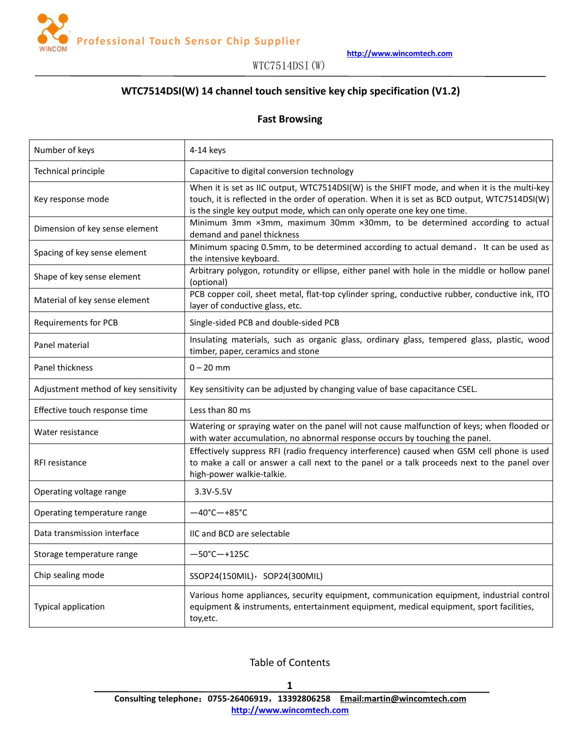# WTC7514DSI(W) 14 channel touch sensitive key chip specification (V1.2)

## Fast Browsing

| | |
|---|---|
| Number of keys | 4-14 keys |
| Technical principle | Capacitive to digital conversion technology |
| Key response mode | When it is set as IIC output, WTC7514DSI(W) is the SHIFT mode, and when it is the multi-key touch, it is reflected in the order of operation. When it is set as BCD output, WTC7514DSI(W) is the single key output mode, which can only operate one key one time. |
| Dimension of key sense element | Minimum 3mm ×3mm, maximum 30mm ×30mm, to be determined according to actual demand and panel thickness |
| Spacing of key sense element | Minimum spacing 0.5mm, to be determined according to actual demand， It can be used as the intensive keyboard. |
| Shape of key sense element | Arbitrary polygon, rotundity or ellipse, either panel with hole in the middle or hollow panel (optional) |
| Material of key sense element | PCB copper coil, sheet metal, flat-top cylinder spring, conductive rubber, conductive ink, ITO layer of conductive glass, etc. |
| Requirements for PCB | Single-sided PCB and double-sided PCB |
| Panel material | Insulating materials, such as organic glass, ordinary glass, tempered glass, plastic, wood timber, paper, ceramics and stone |
| Panel thickness | 0 – 20 mm |
| Adjustment method of key sensitivity | Key sensitivity can be adjusted by changing value of base capacitance CSEL. |
| Effective touch response time | Less than 80 ms |
| Water resistance | Watering or spraying water on the panel will not cause malfunction of keys; when flooded or with water accumulation, no abnormal response occurs by touching the panel. |
| RFI resistance | Effectively suppress RFI (radio frequency interference) caused when GSM cell phone is used to make a call or answer a call next to the panel or a talk proceeds next to the panel over high-power walkie-talkie. |
| Operating voltage range | 3.3V-5.5V |
| Operating temperature range | —40°C—+85°C |
| Data transmission interface | IIC and BCD are selectable |
| Storage temperature range | —50°C—+125C |
| Chip sealing mode | SSOP24(150MIL)，SOP24(300MIL) |
| Typical application | Various home appliances, security equipment, communication equipment, industrial control equipment & instruments, entertainment equipment, medical equipment, sport facilities, toy,etc. |

Table of Contents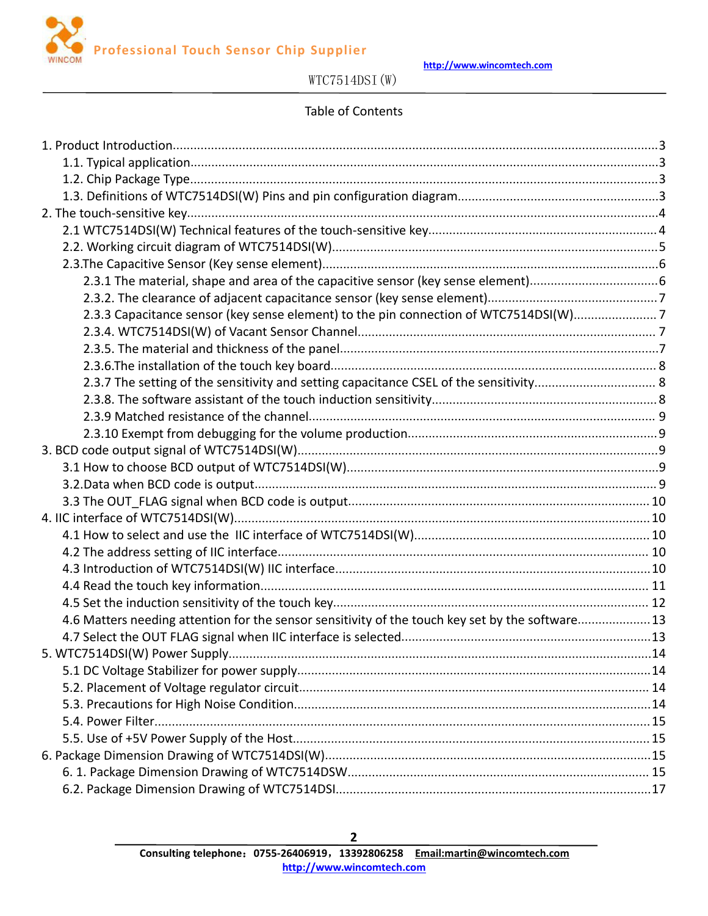# Table of Contents

1. Product Introduction....3
    - 1.1. Typical application....3
    - 1.2. Chip Package Type....3
    - 1.3. Definitions of WTC7514DSI(W) Pins and pin configuration diagram....3
2. The touch-sensitive key....4
    - 2.1 WTC7514DSI(W) Technical features of the touch-sensitive key....4
    - 2.2. Working circuit diagram of WTC7514DSI(W)....5
    - 2.3.The Capacitive Sensor (Key sense element)....6
        - 2.3.1 The material, shape and area of the capacitive sensor (key sense element)....6
        - 2.3.2. The clearance of adjacent capacitance sensor (key sense element)....7
        - 2.3.3 Capacitance sensor (key sense element) to the pin connection of WTC7514DSI(W)....7
        - 2.3.4. WTC7514DSI(W) of Vacant Sensor Channel....7
        - 2.3.5. The material and thickness of the panel....7
        - 2.3.6.The installation of the touch key board....8
        - 2.3.7 The setting of the sensitivity and setting capacitance CSEL of the sensitivity....8
        - 2.3.8. The software assistant of the touch induction sensitivity....8
        - 2.3.9 Matched resistance of the channel....9
        - 2.3.10 Exempt from debugging for the volume production....9
3. BCD code output signal of WTC7514DSI(W)....9
    - 3.1 How to choose BCD output of WTC7514DSI(W)....9
    - 3.2.Data when BCD code is output....9
    - 3.3 The OUT_FLAG signal when BCD code is output....10
4. IIC interface of WTC7514DSI(W)....10
    - 4.1 How to select and use the IIC interface of WTC7514DSI(W)....10
    - 4.2 The address setting of IIC interface....10
    - 4.3 Introduction of WTC7514DSI(W) IIC interface....10
    - 4.4 Read the touch key information....11
    - 4.5 Set the induction sensitivity of the touch key....12
    - 4.6 Matters needing attention for the sensor sensitivity of the touch key set by the software....13
    - 4.7 Select the OUT FLAG signal when IIC interface is selected....13
5. WTC7514DSI(W) Power Supply....14
    - 5.1 DC Voltage Stabilizer for power supply....14
    - 5.2. Placement of Voltage regulator circuit....14
    - 5.3. Precautions for High Noise Condition....14
    - 5.4. Power Filter....15
    - 5.5. Use of +5V Power Supply of the Host....15
6. Package Dimension Drawing of WTC7514DSI(W)....15
    - 6. 1. Package Dimension Drawing of WTC7514DSW....15
    - 6.2. Package Dimension Drawing of WTC7514DSI....17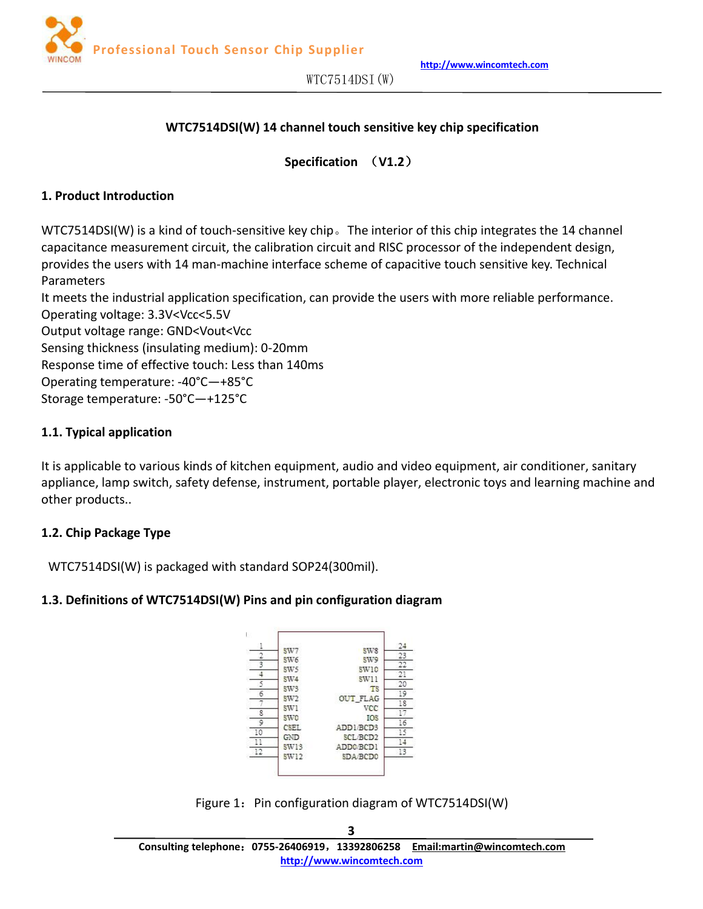**WTC7514DSI(W) 14 channel touch sensitive key chip specification**

**Specification （V1.2）**

## 1. Product Introduction

WTC7514DSI(W) is a kind of touch-sensitive key chip。 The interior of this chip integrates the 14 channel capacitance measurement circuit, the calibration circuit and RISC processor of the independent design, provides the users with 14 man-machine interface scheme of capacitive touch sensitive key. Technical Parameters

It meets the industrial application specification, can provide the users with more reliable performance.

Operating voltage: 3.3V<Vcc<5.5V

Output voltage range: GND<Vout<Vcc

Sensing thickness (insulating medium): 0-20mm

Response time of effective touch: Less than 140ms

Operating temperature: -40°C—+85°C

Storage temperature: -50°C—+125°C

### 1.1. Typical application

It is applicable to various kinds of kitchen equipment, audio and video equipment, air conditioner, sanitary appliance, lamp switch, safety defense, instrument, portable player, electronic toys and learning machine and other products..

### 1.2. Chip Package Type

WTC7514DSI(W) is packaged with standard SOP24(300mil).

### 1.3. Definitions of WTC7514DSI(W) Pins and pin configuration diagram

| Pin | Name | Name | Pin |
|---|---|---|---|
| 1 | SW7 | SW8 | 24 |
| 2 | SW6 | SW9 | 23 |
| 3 | SW5 | SW10 | 22 |
| 4 | SW4 | SW11 | 21 |
| 5 | SW3 | TS | 20 |
| 6 | SW2 | OUT_FLAG | 19 |
| 7 | SW1 | VCC | 18 |
| 8 | SW0 | IOS | 17 |
| 9 | CSEL | ADD1/BCD3 | 16 |
| 10 | GND | SCL/BCD2 | 15 |
| 11 | SW13 | ADD0/BCD1 | 14 |
| 12 | SW12 | SDA/BCD0 | 13 |

Figure 1： Pin configuration diagram of WTC7514DSI(W)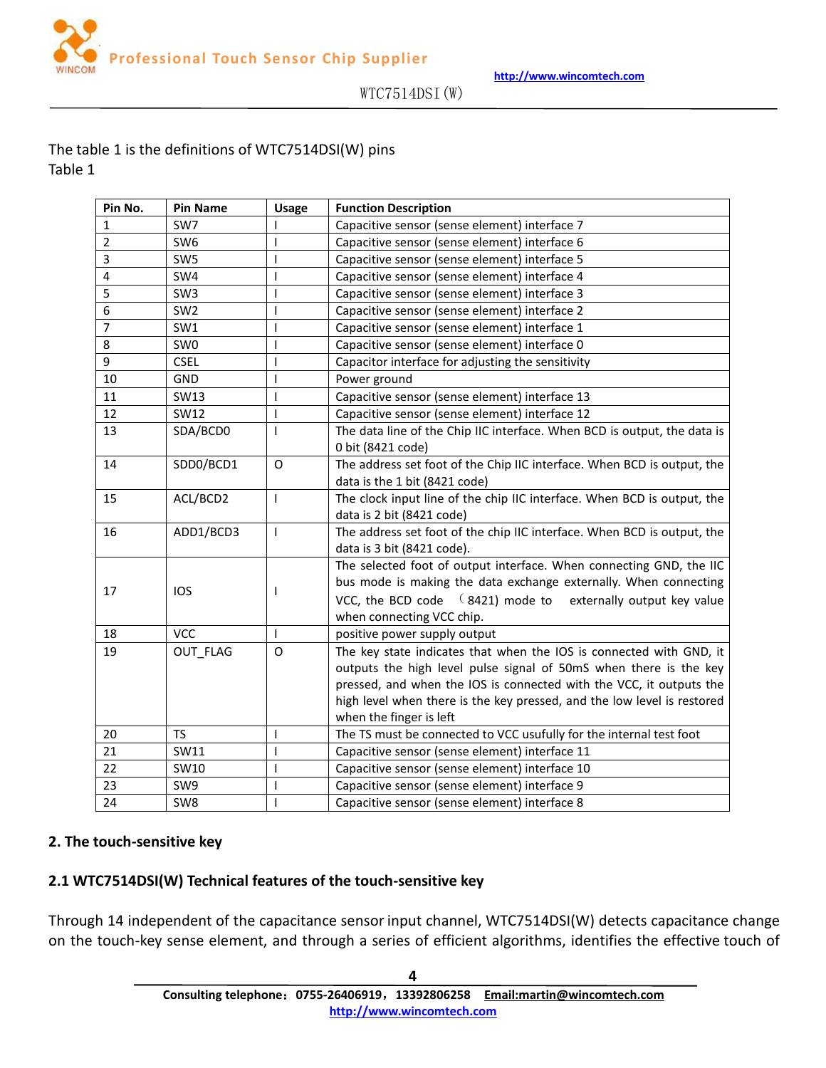The table 1 is the definitions of WTC7514DSI(W) pins

Table 1

| Pin No. | Pin Name | Usage | Function Description |
|---|---|---|---|
| 1 | SW7 | I | Capacitive sensor (sense element) interface 7 |
| 2 | SW6 | I | Capacitive sensor (sense element) interface 6 |
| 3 | SW5 | I | Capacitive sensor (sense element) interface 5 |
| 4 | SW4 | I | Capacitive sensor (sense element) interface 4 |
| 5 | SW3 | I | Capacitive sensor (sense element) interface 3 |
| 6 | SW2 | I | Capacitive sensor (sense element) interface 2 |
| 7 | SW1 | I | Capacitive sensor (sense element) interface 1 |
| 8 | SW0 | I | Capacitive sensor (sense element) interface 0 |
| 9 | CSEL | I | Capacitor interface for adjusting the sensitivity |
| 10 | GND | I | Power ground |
| 11 | SW13 | I | Capacitive sensor (sense element) interface 13 |
| 12 | SW12 | I | Capacitive sensor (sense element) interface 12 |
| 13 | SDA/BCD0 | I | The data line of the Chip IIC interface. When BCD is output, the data is 0 bit (8421 code) |
| 14 | SDD0/BCD1 | O | The address set foot of the Chip IIC interface. When BCD is output, the data is the 1 bit (8421 code) |
| 15 | ACL/BCD2 | I | The clock input line of the chip IIC interface. When BCD is output, the data is 2 bit (8421 code) |
| 16 | ADD1/BCD3 | I | The address set foot of the chip IIC interface. When BCD is output, the data is 3 bit (8421 code). |
| 17 | IOS | I | The selected foot of output interface. When connecting GND, the IIC bus mode is making the data exchange externally. When connecting VCC, the BCD code （8421) mode to externally output key value when connecting VCC chip. |
| 18 | VCC | I | positive power supply output |
| 19 | OUT_FLAG | O | The key state indicates that when the IOS is connected with GND, it outputs the high level pulse signal of 50mS when there is the key pressed, and when the IOS is connected with the VCC, it outputs the high level when there is the key pressed, and the low level is restored when the finger is left |
| 20 | TS | I | The TS must be connected to VCC usufully for the internal test foot |
| 21 | SW11 | I | Capacitive sensor (sense element) interface 11 |
| 22 | SW10 | I | Capacitive sensor (sense element) interface 10 |
| 23 | SW9 | I | Capacitive sensor (sense element) interface 9 |
| 24 | SW8 | I | Capacitive sensor (sense element) interface 8 |

## 2. The touch-sensitive key

### 2.1 WTC7514DSI(W) Technical features of the touch-sensitive key

Through 14 independent of the capacitance sensor input channel, WTC7514DSI(W) detects capacitance change on the touch-key sense element, and through a series of efficient algorithms, identifies the effective touch of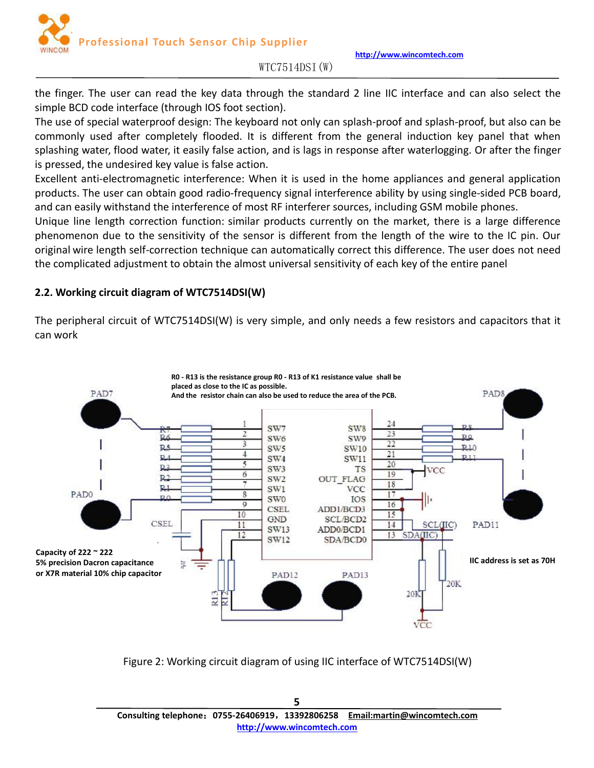the finger. The user can read the key data through the standard 2 line IIC interface and can also select the simple BCD code interface (through IOS foot section).

The use of special waterproof design: The keyboard not only can splash-proof and splash-proof, but also can be commonly used after completely flooded. It is different from the general induction key panel that when splashing water, flood water, it easily false action, and is lags in response after waterlogging. Or after the finger is pressed, the undesired key value is false action.

Excellent anti-electromagnetic interference: When it is used in the home appliances and general application products. The user can obtain good radio-frequency signal interference ability by using single-sided PCB board, and can easily withstand the interference of most RF interferer sources, including GSM mobile phones.

Unique line length correction function: similar products currently on the market, there is a large difference phenomenon due to the sensitivity of the sensor is different from the length of the wire to the IC pin. Our original wire length self-correction technique can automatically correct this difference. The user does not need the complicated adjustment to obtain the almost universal sensitivity of each key of the entire panel

## 2.2. Working circuit diagram of WTC7514DSI(W)

The peripheral circuit of WTC7514DSI(W) is very simple, and only needs a few resistors and capacitors that it can work

**R0 - R13 is the resistance group R0 - R13 of K1 resistance value shall be placed as close to the IC as possible.**
**And the resistor chain can also be used to reduce the area of the PCB.**

**Capacity of 222 ~ 222**
**5% precision Dacron capacitance**
**or X7R material 10% chip capacitor**

**IIC address is set as 70H**

Figure 2: Working circuit diagram of using IIC interface of WTC7514DSI(W)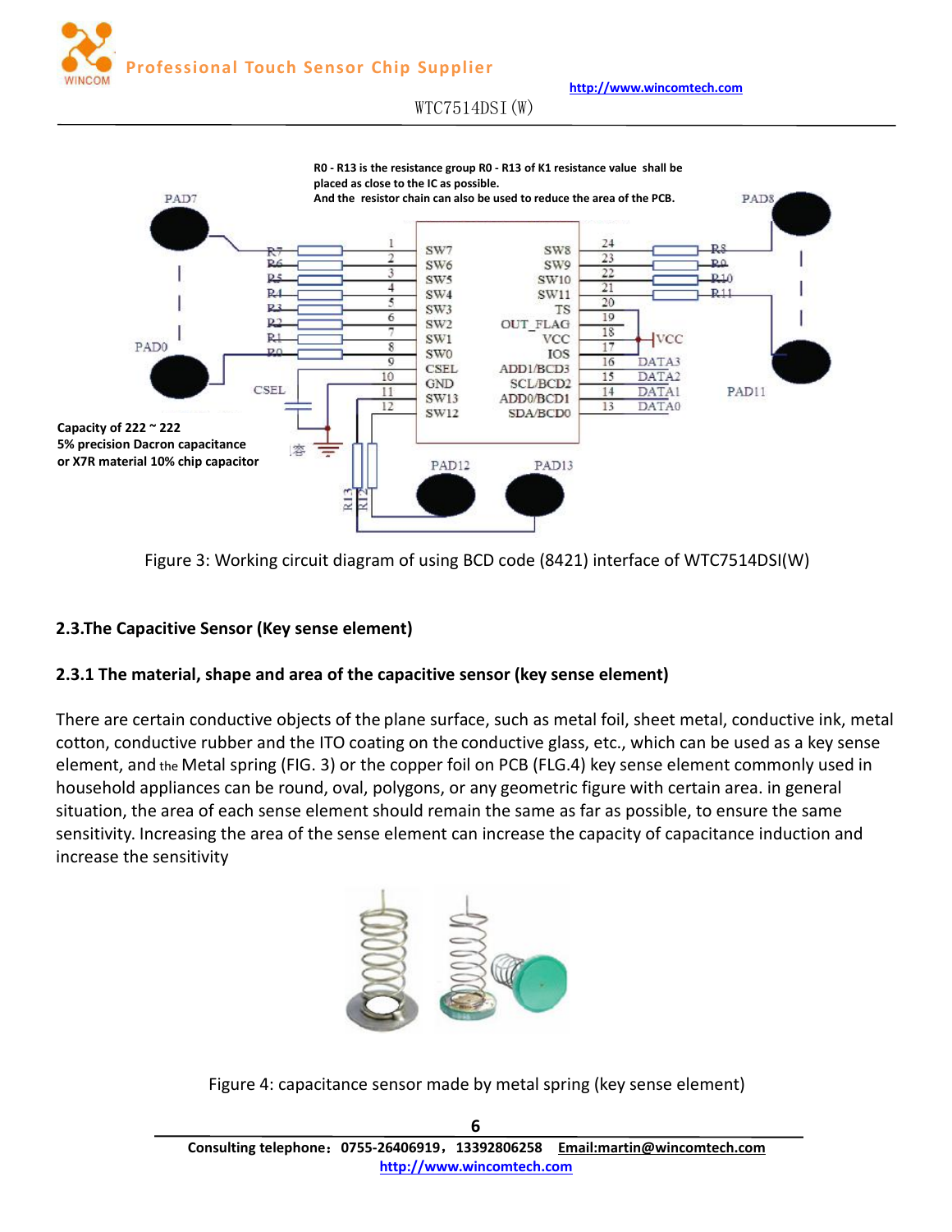R0 - R13 is the resistance group R0 - R13 of K1 resistance value shall be placed as close to the IC as possible.
And the resistor chain can also be used to reduce the area of the PCB.

Capacity of 222 ~ 222
5% precision Dacron capacitance
or X7R material 10% chip capacitor

Figure 3: Working circuit diagram of using BCD code (8421) interface of WTC7514DSI(W)

## 2.3.The Capacitive Sensor (Key sense element)

### 2.3.1 The material, shape and area of the capacitive sensor (key sense element)

There are certain conductive objects of the plane surface, such as metal foil, sheet metal, conductive ink, metal cotton, conductive rubber and the ITO coating on the conductive glass, etc., which can be used as a key sense element, and the Metal spring (FIG. 3) or the copper foil on PCB (FLG.4) key sense element commonly used in household appliances can be round, oval, polygons, or any geometric figure with certain area. in general situation, the area of each sense element should remain the same as far as possible, to ensure the same sensitivity. Increasing the area of the sense element can increase the capacity of capacitance induction and increase the sensitivity

Figure 4: capacitance sensor made by metal spring (key sense element)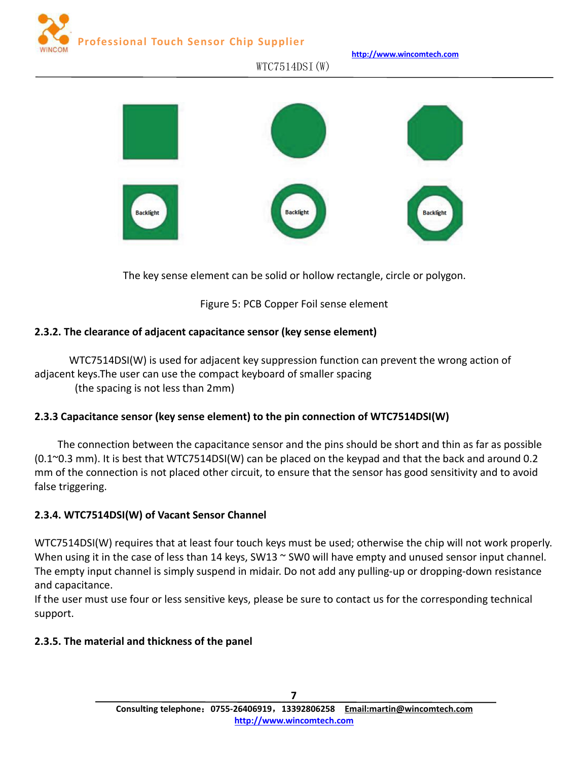The key sense element can be solid or hollow rectangle, circle or polygon.

Figure 5: PCB Copper Foil sense element

### 2.3.2. The clearance of adjacent capacitance sensor (key sense element)

WTC7514DSI(W) is used for adjacent key suppression function can prevent the wrong action of adjacent keys.The user can use the compact keyboard of smaller spacing (the spacing is not less than 2mm)

### 2.3.3 Capacitance sensor (key sense element) to the pin connection of WTC7514DSI(W)

The connection between the capacitance sensor and the pins should be short and thin as far as possible (0.1~0.3 mm). It is best that WTC7514DSI(W) can be placed on the keypad and that the back and around 0.2 mm of the connection is not placed other circuit, to ensure that the sensor has good sensitivity and to avoid false triggering.

### 2.3.4. WTC7514DSI(W) of Vacant Sensor Channel

WTC7514DSI(W) requires that at least four touch keys must be used; otherwise the chip will not work properly. When using it in the case of less than 14 keys, SW13 ~ SW0 will have empty and unused sensor input channel. The empty input channel is simply suspend in midair. Do not add any pulling-up or dropping-down resistance and capacitance.
If the user must use four or less sensitive keys, please be sure to contact us for the corresponding technical support.

### 2.3.5. The material and thickness of the panel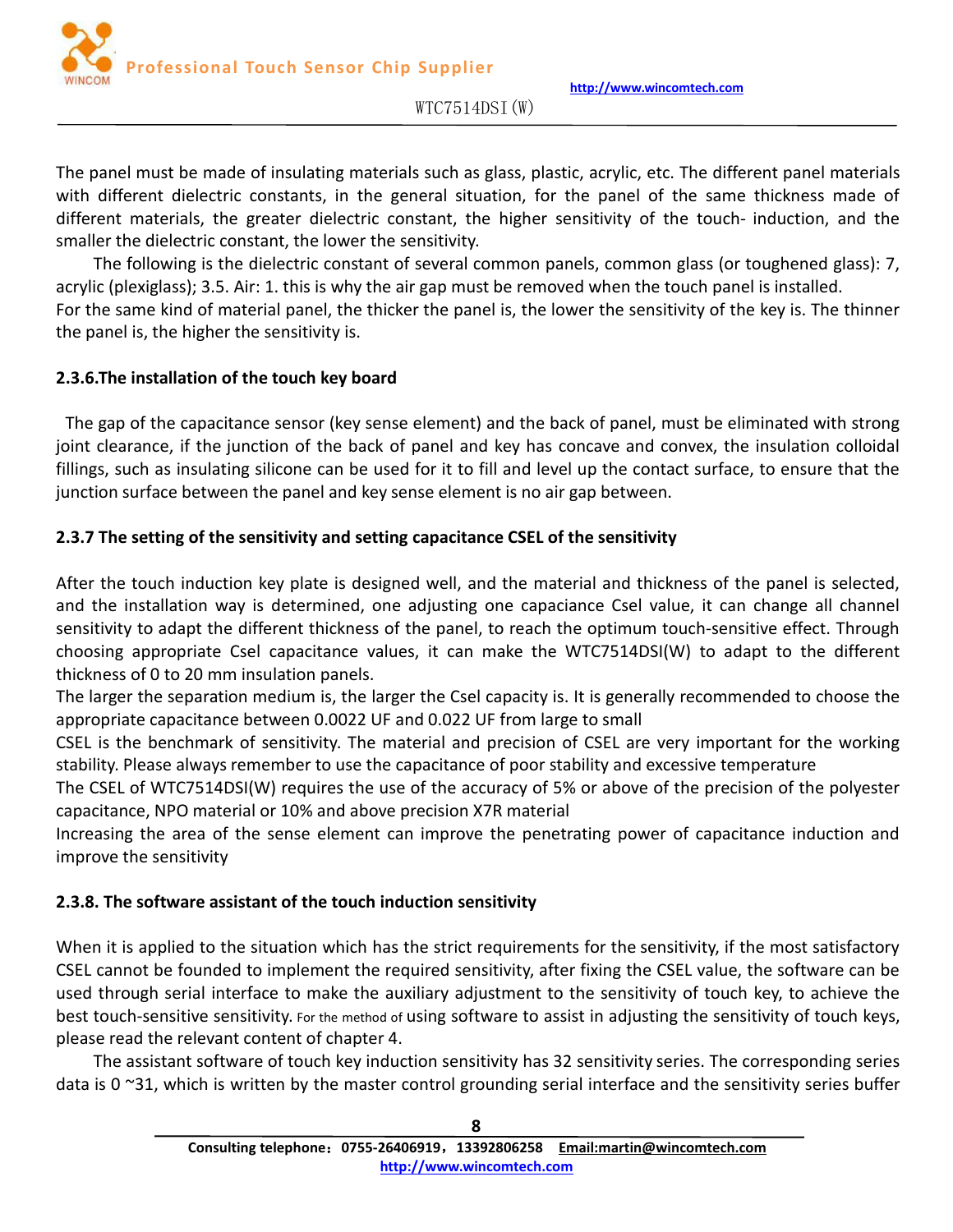The panel must be made of insulating materials such as glass, plastic, acrylic, etc. The different panel materials with different dielectric constants, in the general situation, for the panel of the same thickness made of different materials, the greater dielectric constant, the higher sensitivity of the touch- induction, and the smaller the dielectric constant, the lower the sensitivity.

The following is the dielectric constant of several common panels, common glass (or toughened glass): 7, acrylic (plexiglass); 3.5. Air: 1. this is why the air gap must be removed when the touch panel is installed. For the same kind of material panel, the thicker the panel is, the lower the sensitivity of the key is. The thinner the panel is, the higher the sensitivity is.

### 2.3.6.The installation of the touch key board

The gap of the capacitance sensor (key sense element) and the back of panel, must be eliminated with strong joint clearance, if the junction of the back of panel and key has concave and convex, the insulation colloidal fillings, such as insulating silicone can be used for it to fill and level up the contact surface, to ensure that the junction surface between the panel and key sense element is no air gap between.

### 2.3.7 The setting of the sensitivity and setting capacitance CSEL of the sensitivity

After the touch induction key plate is designed well, and the material and thickness of the panel is selected, and the installation way is determined, one adjusting one capaciance Csel value, it can change all channel sensitivity to adapt the different thickness of the panel, to reach the optimum touch-sensitive effect. Through choosing appropriate Csel capacitance values, it can make the WTC7514DSI(W) to adapt to the different thickness of 0 to 20 mm insulation panels.

The larger the separation medium is, the larger the Csel capacity is. It is generally recommended to choose the appropriate capacitance between 0.0022 UF and 0.022 UF from large to small

CSEL is the benchmark of sensitivity. The material and precision of CSEL are very important for the working stability. Please always remember to use the capacitance of poor stability and excessive temperature

The CSEL of WTC7514DSI(W) requires the use of the accuracy of 5% or above of the precision of the polyester capacitance, NPO material or 10% and above precision X7R material

Increasing the area of the sense element can improve the penetrating power of capacitance induction and improve the sensitivity

### 2.3.8. The software assistant of the touch induction sensitivity

When it is applied to the situation which has the strict requirements for the sensitivity, if the most satisfactory CSEL cannot be founded to implement the required sensitivity, after fixing the CSEL value, the software can be used through serial interface to make the auxiliary adjustment to the sensitivity of touch key, to achieve the best touch-sensitive sensitivity. For the method of using software to assist in adjusting the sensitivity of touch keys, please read the relevant content of chapter 4.

The assistant software of touch key induction sensitivity has 32 sensitivity series. The corresponding series data is 0 ~31, which is written by the master control grounding serial interface and the sensitivity series buffer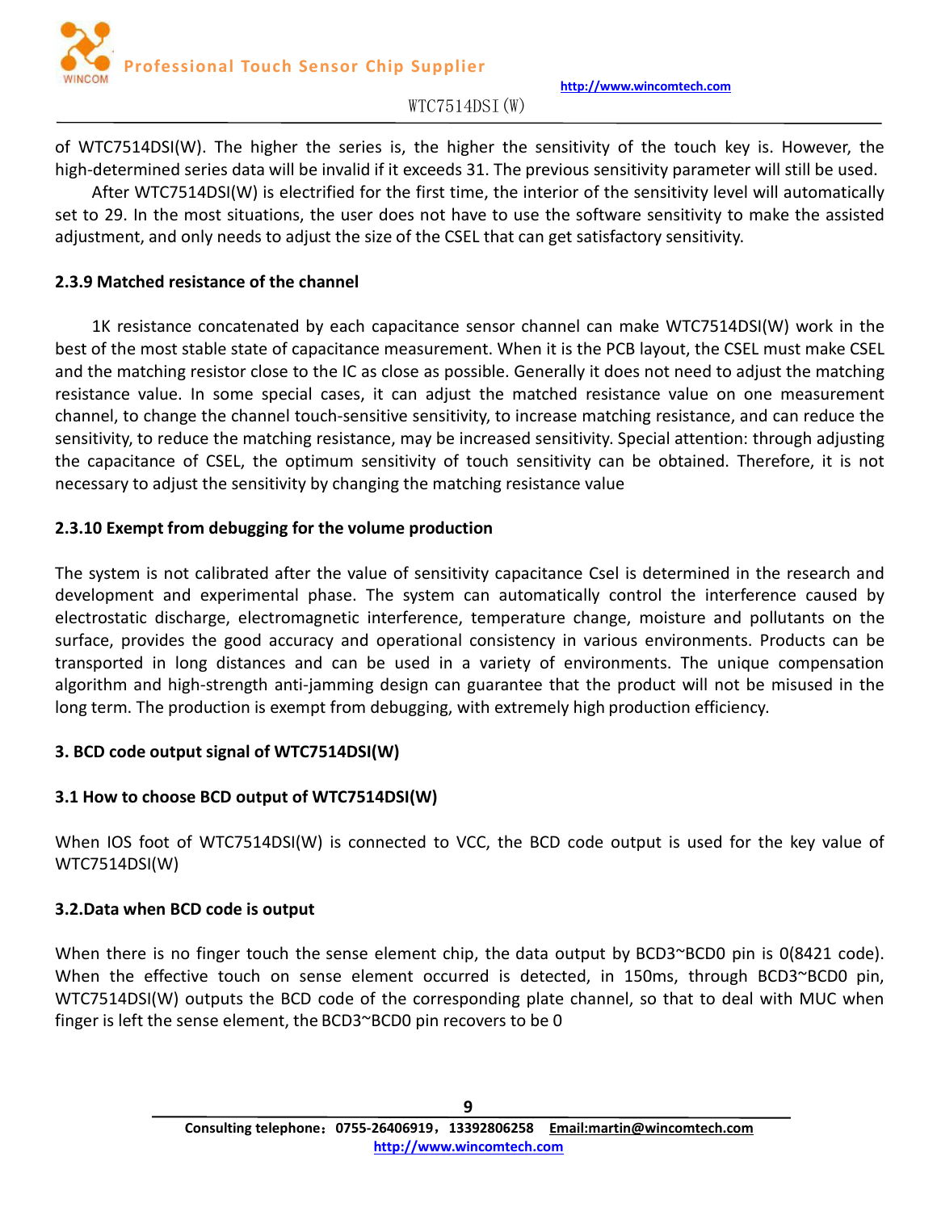of WTC7514DSI(W). The higher the series is, the higher the sensitivity of the touch key is. However, the high-determined series data will be invalid if it exceeds 31. The previous sensitivity parameter will still be used.

After WTC7514DSI(W) is electrified for the first time, the interior of the sensitivity level will automatically set to 29. In the most situations, the user does not have to use the software sensitivity to make the assisted adjustment, and only needs to adjust the size of the CSEL that can get satisfactory sensitivity.

### 2.3.9 Matched resistance of the channel

1K resistance concatenated by each capacitance sensor channel can make WTC7514DSI(W) work in the best of the most stable state of capacitance measurement. When it is the PCB layout, the CSEL must make CSEL and the matching resistor close to the IC as close as possible. Generally it does not need to adjust the matching resistance value. In some special cases, it can adjust the matched resistance value on one measurement channel, to change the channel touch-sensitive sensitivity, to increase matching resistance, and can reduce the sensitivity, to reduce the matching resistance, may be increased sensitivity. Special attention: through adjusting the capacitance of CSEL, the optimum sensitivity of touch sensitivity can be obtained. Therefore, it is not necessary to adjust the sensitivity by changing the matching resistance value

### 2.3.10 Exempt from debugging for the volume production

The system is not calibrated after the value of sensitivity capacitance Csel is determined in the research and development and experimental phase. The system can automatically control the interference caused by electrostatic discharge, electromagnetic interference, temperature change, moisture and pollutants on the surface, provides the good accuracy and operational consistency in various environments. Products can be transported in long distances and can be used in a variety of environments. The unique compensation algorithm and high-strength anti-jamming design can guarantee that the product will not be misused in the long term. The production is exempt from debugging, with extremely high production efficiency.

## 3. BCD code output signal of WTC7514DSI(W)

### 3.1 How to choose BCD output of WTC7514DSI(W)

When IOS foot of WTC7514DSI(W) is connected to VCC, the BCD code output is used for the key value of WTC7514DSI(W)

### 3.2.Data when BCD code is output

When there is no finger touch the sense element chip, the data output by BCD3~BCD0 pin is 0(8421 code). When the effective touch on sense element occurred is detected, in 150ms, through BCD3~BCD0 pin, WTC7514DSI(W) outputs the BCD code of the corresponding plate channel, so that to deal with MUC when finger is left the sense element, the BCD3~BCD0 pin recovers to be 0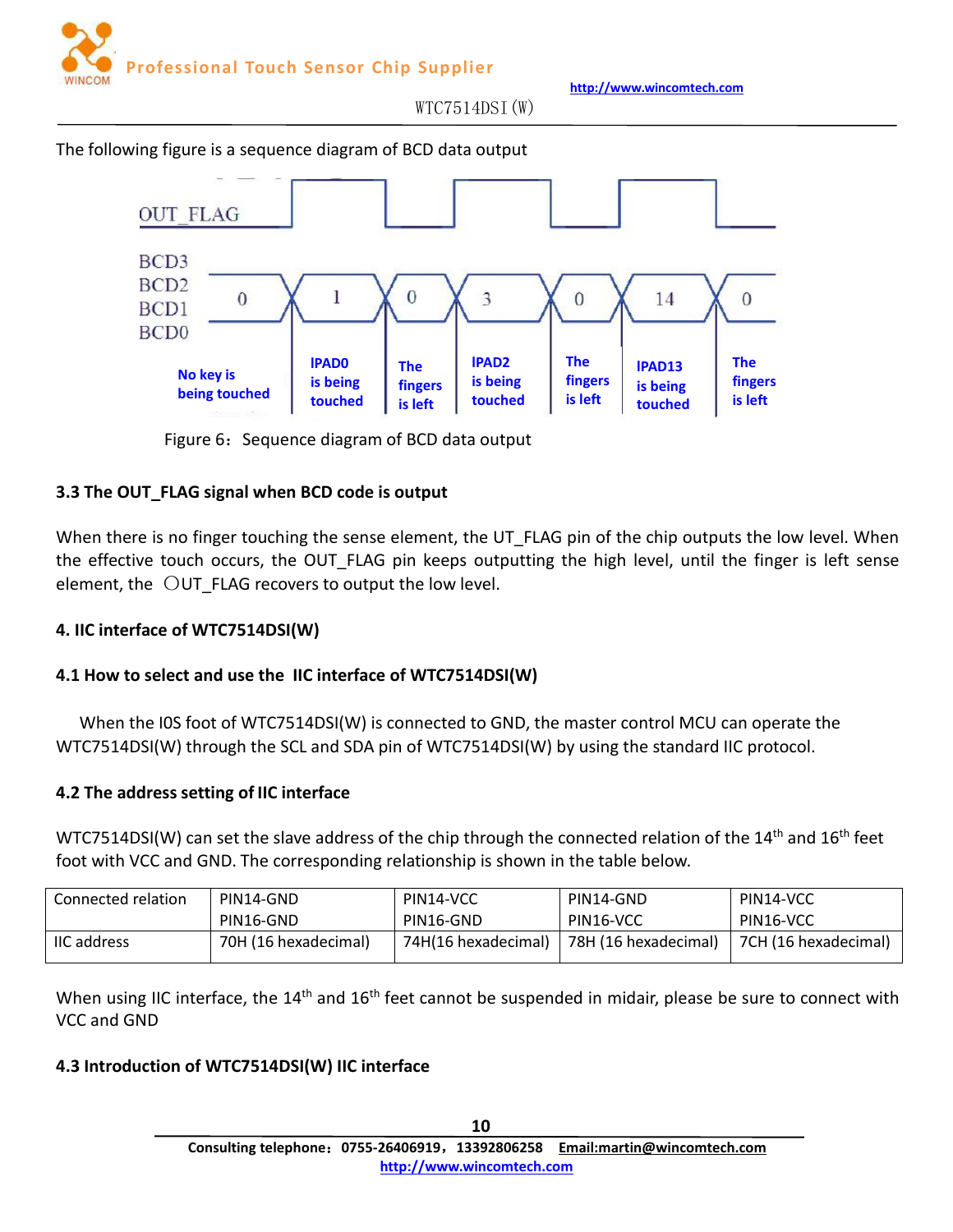The following figure is a sequence diagram of BCD data output

Figure 6：Sequence diagram of BCD data output

### 3.3 The OUT_FLAG signal when BCD code is output

When there is no finger touching the sense element, the UT_FLAG pin of the chip outputs the low level. When the effective touch occurs, the OUT_FLAG pin keeps outputting the high level, until the finger is left sense element, the ○UT_FLAG recovers to output the low level.

## 4. IIC interface of WTC7514DSI(W)

### 4.1 How to select and use the IIC interface of WTC7514DSI(W)

When the I0S foot of WTC7514DSI(W) is connected to GND, the master control MCU can operate the WTC7514DSI(W) through the SCL and SDA pin of WTC7514DSI(W) by using the standard IIC protocol.

### 4.2 The address setting of IIC interface

WTC7514DSI(W) can set the slave address of the chip through the connected relation of the 14th and 16th feet foot with VCC and GND. The corresponding relationship is shown in the table below.

| Connected relation | PIN14-GND PIN16-GND | PIN14-VCC PIN16-GND | PIN14-GND PIN16-VCC | PIN14-VCC PIN16-VCC |
|---|---|---|---|---|
| IIC address | 70H (16 hexadecimal) | 74H(16 hexadecimal) | 78H (16 hexadecimal) | 7CH (16 hexadecimal) |

When using IIC interface, the 14th and 16th feet cannot be suspended in midair, please be sure to connect with VCC and GND

### 4.3 Introduction of WTC7514DSI(W) IIC interface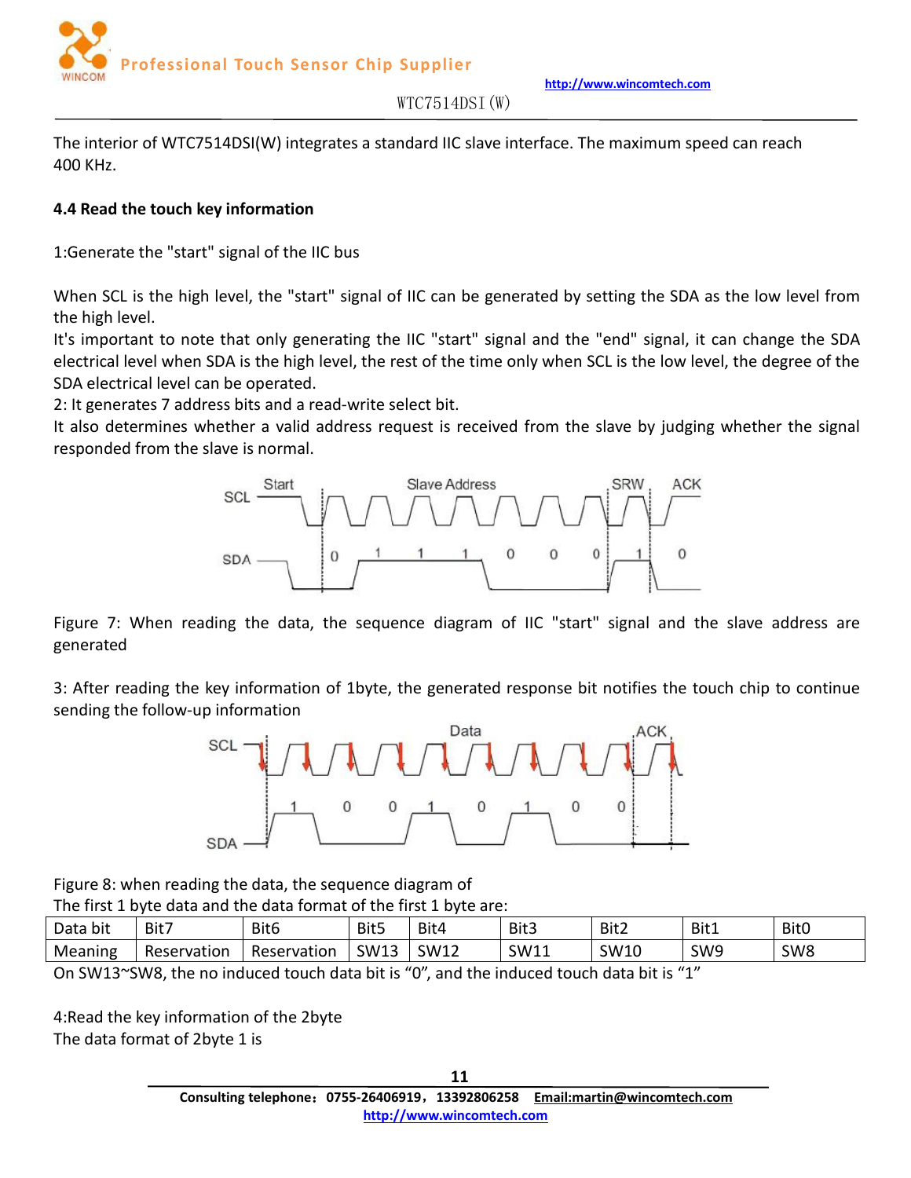The interior of WTC7514DSI(W) integrates a standard IIC slave interface. The maximum speed can reach 400 KHz.

### 4.4 Read the touch key information

1:Generate the "start" signal of the IIC bus

When SCL is the high level, the "start" signal of IIC can be generated by setting the SDA as the low level from the high level.

It's important to note that only generating the IIC "start" signal and the "end" signal, it can change the SDA electrical level when SDA is the high level, the rest of the time only when SCL is the low level, the degree of the SDA electrical level can be operated.

2: It generates 7 address bits and a read-write select bit.

It also determines whether a valid address request is received from the slave by judging whether the signal responded from the slave is normal.

Figure 7: When reading the data, the sequence diagram of IIC "start" signal and the slave address are generated

3: After reading the key information of 1byte, the generated response bit notifies the touch chip to continue sending the follow-up information

Figure 8: when reading the data, the sequence diagram of

The first 1 byte data and the data format of the first 1 byte are:

| Data bit | Bit7 | Bit6 | Bit5 | Bit4 | Bit3 | Bit2 | Bit1 | Bit0 |
|---|---|---|---|---|---|---|---|---|
| Meaning | Reservation | Reservation | SW13 | SW12 | SW11 | SW10 | SW9 | SW8 |

On SW13~SW8, the no induced touch data bit is “0”, and the induced touch data bit is “1”

4:Read the key information of the 2byte

The data format of 2byte 1 is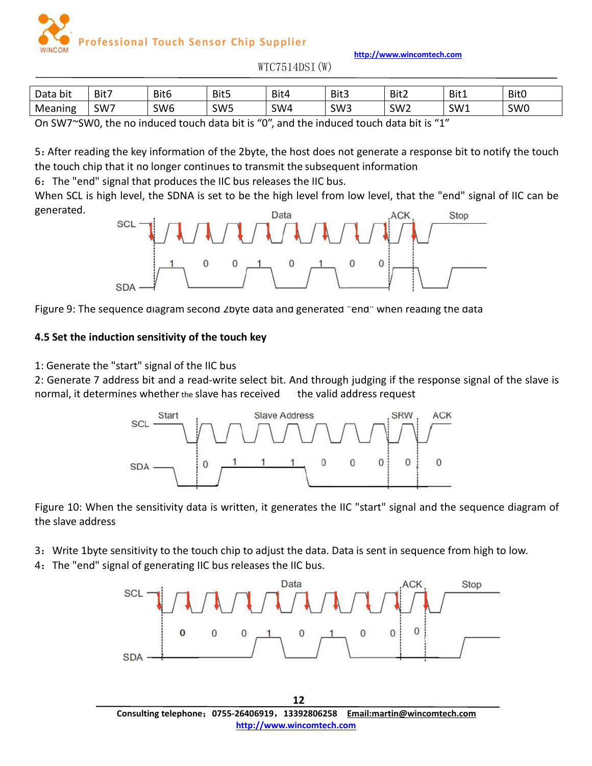| Data bit | Bit7 | Bit6 | Bit5 | Bit4 | Bit3 | Bit2 | Bit1 | Bit0 |
|---|---|---|---|---|---|---|---|---|
| Meaning | SW7 | SW6 | SW5 | SW4 | SW3 | SW2 | SW1 | SW0 |

On SW7~SW0, the no induced touch data bit is "0", and the induced touch data bit is "1"

5: After reading the key information of the 2byte, the host does not generate a response bit to notify the touch the touch chip that it no longer continues to transmit the subsequent information

6: The "end" signal that produces the IIC bus releases the IIC bus.

When SCL is high level, the SDNA is set to be the high level from low level, that the "end" signal of IIC can be generated.

Figure 9: The sequence diagram second 2byte data and generated "end" when reading the data

### 4.5 Set the induction sensitivity of the touch key

1: Generate the "start" signal of the IIC bus

2: Generate 7 address bit and a read-write select bit. And through judging if the response signal of the slave is normal, it determines whether the slave has received the valid address request

Figure 10: When the sensitivity data is written, it generates the IIC "start" signal and the sequence diagram of the slave address

3: Write 1byte sensitivity to the touch chip to adjust the data. Data is sent in sequence from high to low.

4: The "end" signal of generating IIC bus releases the IIC bus.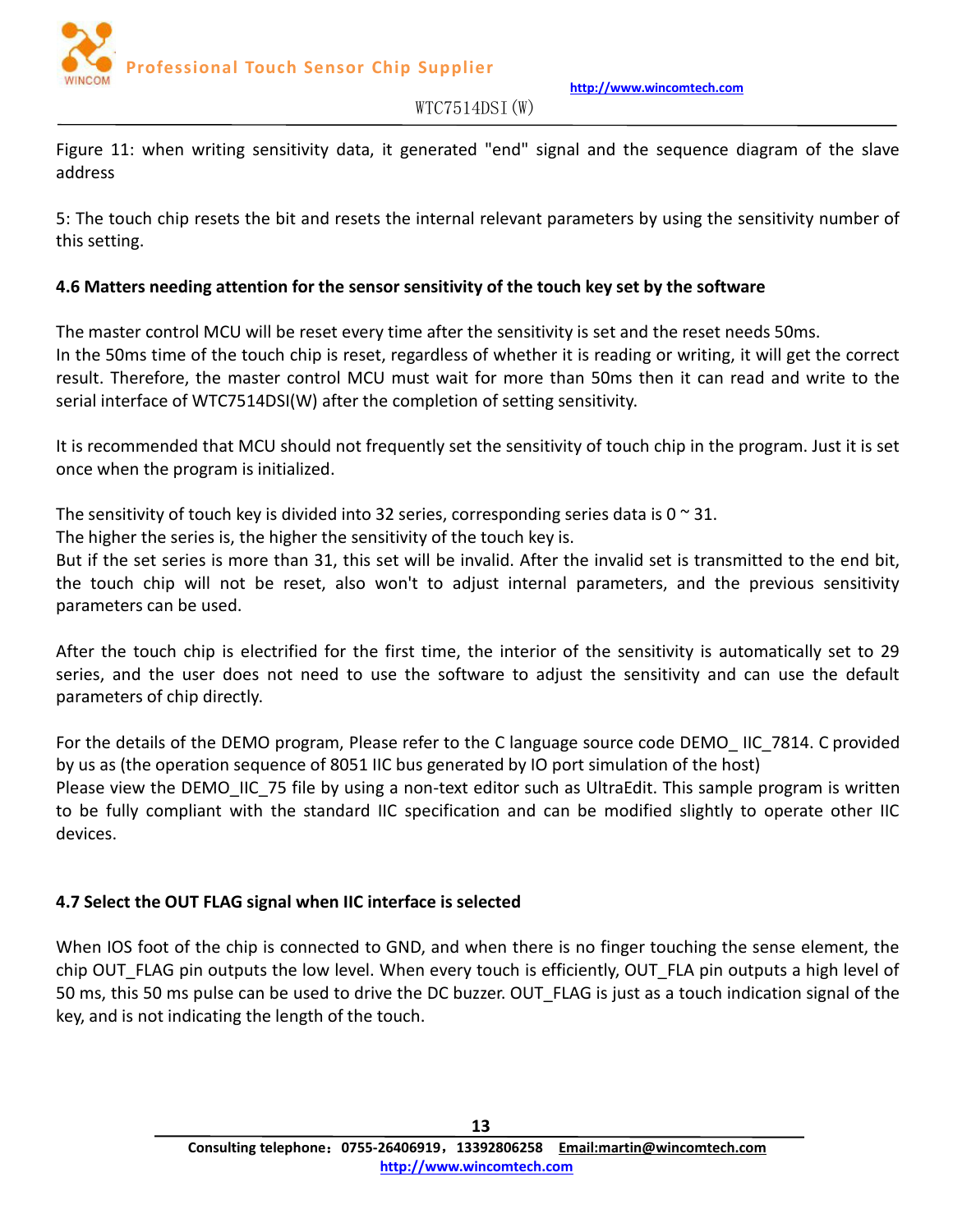Figure 11: when writing sensitivity data, it generated "end" signal and the sequence diagram of the slave address

5: The touch chip resets the bit and resets the internal relevant parameters by using the sensitivity number of this setting.

### 4.6 Matters needing attention for the sensor sensitivity of the touch key set by the software

The master control MCU will be reset every time after the sensitivity is set and the reset needs 50ms.
In the 50ms time of the touch chip is reset, regardless of whether it is reading or writing, it will get the correct result. Therefore, the master control MCU must wait for more than 50ms then it can read and write to the serial interface of WTC7514DSI(W) after the completion of setting sensitivity.

It is recommended that MCU should not frequently set the sensitivity of touch chip in the program. Just it is set once when the program is initialized.

The sensitivity of touch key is divided into 32 series, corresponding series data is 0 ~ 31.
The higher the series is, the higher the sensitivity of the touch key is.
But if the set series is more than 31, this set will be invalid. After the invalid set is transmitted to the end bit, the touch chip will not be reset, also won't to adjust internal parameters, and the previous sensitivity parameters can be used.

After the touch chip is electrified for the first time, the interior of the sensitivity is automatically set to 29 series, and the user does not need to use the software to adjust the sensitivity and can use the default parameters of chip directly.

For the details of the DEMO program, Please refer to the C language source code DEMO_ IIC_7814. C provided by us as (the operation sequence of 8051 IIC bus generated by IO port simulation of the host)
Please view the DEMO_IIC_75 file by using a non-text editor such as UltraEdit. This sample program is written to be fully compliant with the standard IIC specification and can be modified slightly to operate other IIC devices.

### 4.7 Select the OUT FLAG signal when IIC interface is selected

When IOS foot of the chip is connected to GND, and when there is no finger touching the sense element, the chip OUT_FLAG pin outputs the low level. When every touch is efficiently, OUT_FLA pin outputs a high level of 50 ms, this 50 ms pulse can be used to drive the DC buzzer. OUT_FLAG is just as a touch indication signal of the key, and is not indicating the length of the touch.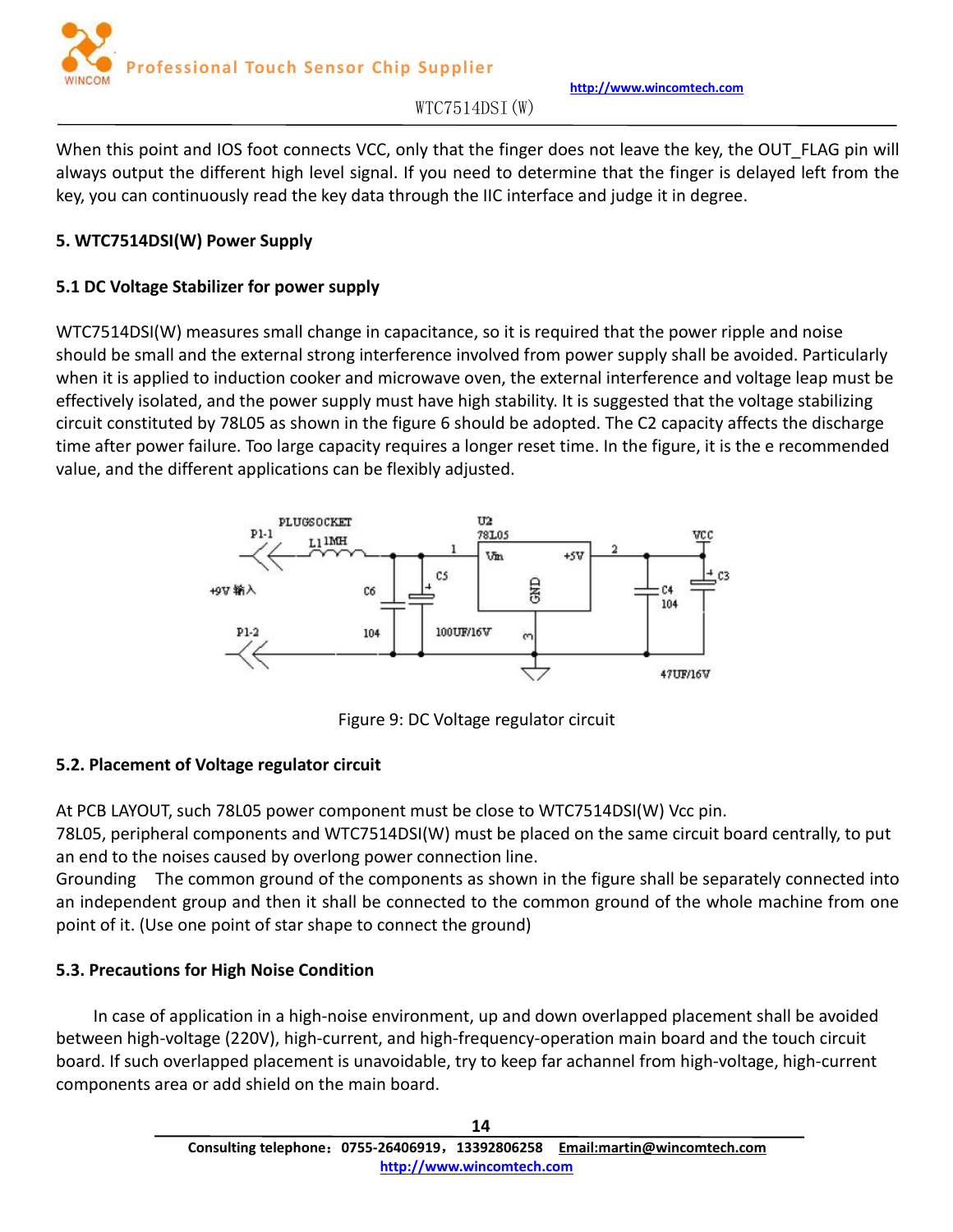When this point and IOS foot connects VCC, only that the finger does not leave the key, the OUT_FLAG pin will always output the different high level signal. If you need to determine that the finger is delayed left from the key, you can continuously read the key data through the IIC interface and judge it in degree.

## 5. WTC7514DSI(W) Power Supply

### 5.1 DC Voltage Stabilizer for power supply

WTC7514DSI(W) measures small change in capacitance, so it is required that the power ripple and noise should be small and the external strong interference involved from power supply shall be avoided. Particularly when it is applied to induction cooker and microwave oven, the external interference and voltage leap must be effectively isolated, and the power supply must have high stability. It is suggested that the voltage stabilizing circuit constituted by 78L05 as shown in the figure 6 should be adopted. The C2 capacity affects the discharge time after power failure. Too large capacity requires a longer reset time. In the figure, it is the e recommended value, and the different applications can be flexibly adjusted.

Figure 9: DC Voltage regulator circuit

### 5.2. Placement of Voltage regulator circuit

At PCB LAYOUT, such 78L05 power component must be close to WTC7514DSI(W) Vcc pin.
78L05, peripheral components and WTC7514DSI(W) must be placed on the same circuit board centrally, to put an end to the noises caused by overlong power connection line.
Grounding The common ground of the components as shown in the figure shall be separately connected into an independent group and then it shall be connected to the common ground of the whole machine from one point of it. (Use one point of star shape to connect the ground)

### 5.3. Precautions for High Noise Condition

In case of application in a high-noise environment, up and down overlapped placement shall be avoided between high-voltage (220V), high-current, and high-frequency-operation main board and the touch circuit board. If such overlapped placement is unavoidable, try to keep far achannel from high-voltage, high-current components area or add shield on the main board.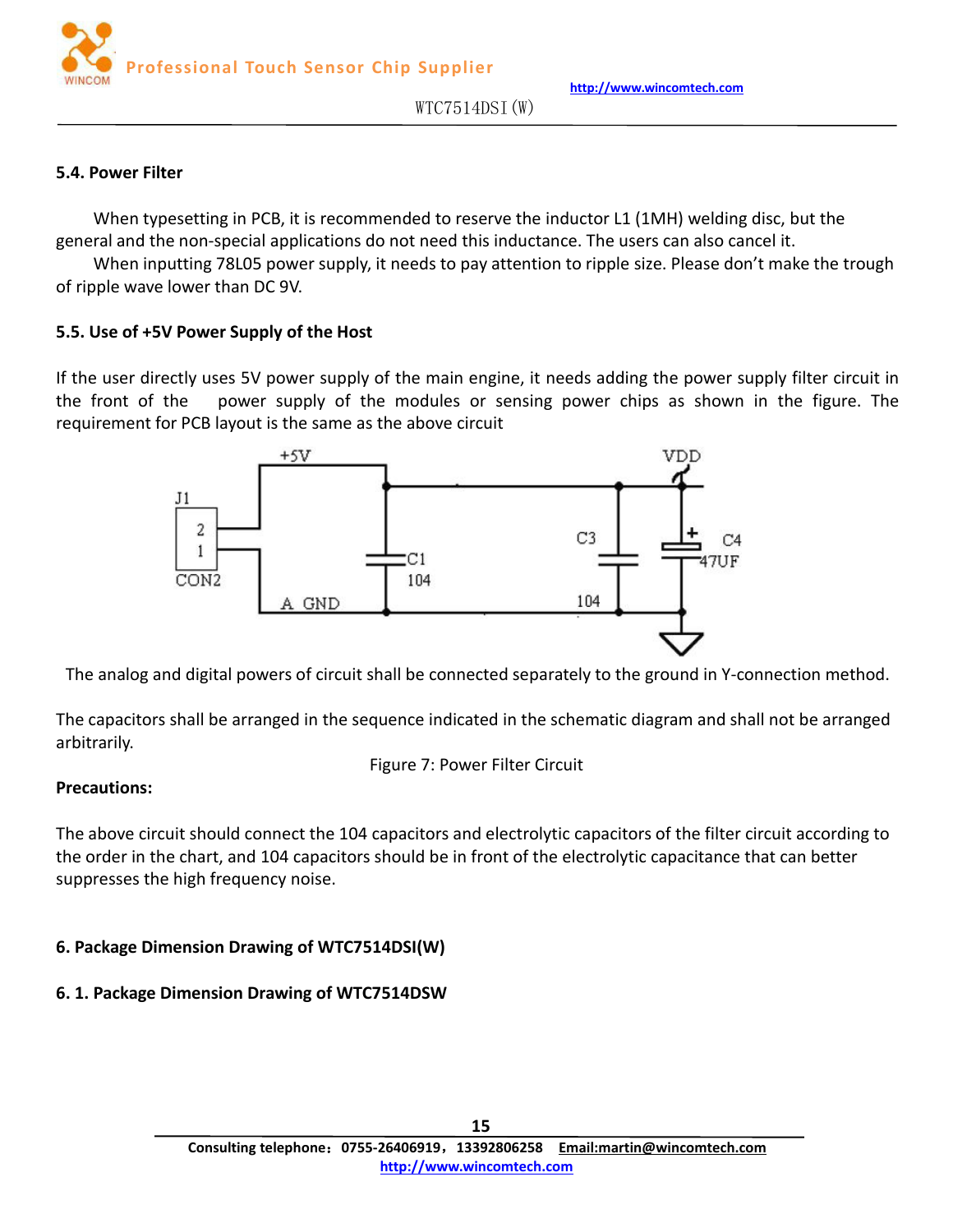### 5.4. Power Filter

When typesetting in PCB, it is recommended to reserve the inductor L1 (1MH) welding disc, but the general and the non-special applications do not need this inductance. The users can also cancel it.

When inputting 78L05 power supply, it needs to pay attention to ripple size. Please don't make the trough of ripple wave lower than DC 9V.

### 5.5. Use of +5V Power Supply of the Host

If the user directly uses 5V power supply of the main engine, it needs adding the power supply filter circuit in the front of the power supply of the modules or sensing power chips as shown in the figure. The requirement for PCB layout is the same as the above circuit

The analog and digital powers of circuit shall be connected separately to the ground in Y-connection method.

The capacitors shall be arranged in the sequence indicated in the schematic diagram and shall not be arranged arbitrarily.

Figure 7: Power Filter Circuit

**Precautions:**

The above circuit should connect the 104 capacitors and electrolytic capacitors of the filter circuit according to the order in the chart, and 104 capacitors should be in front of the electrolytic capacitance that can better suppresses the high frequency noise.

## 6. Package Dimension Drawing of WTC7514DSI(W)

### 6. 1. Package Dimension Drawing of WTC7514DSW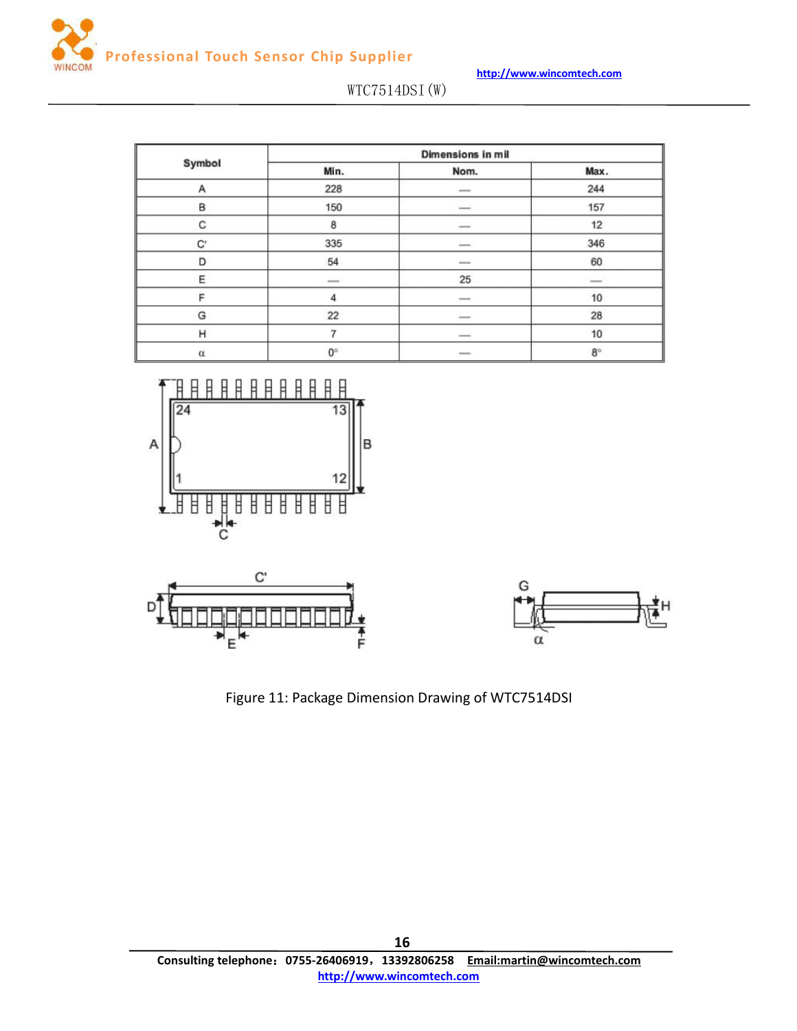| Symbol | Dimensions in mil | | |
|---|---|---|---|
| | Min. | Nom. | Max. |
| A | 228 | — | 244 |
| B | 150 | — | 157 |
| C | 8 | — | 12 |
| C' | 335 | — | 346 |
| D | 54 | — | 60 |
| E | — | 25 | — |
| F | 4 | — | 10 |
| G | 22 | — | 28 |
| H | 7 | — | 10 |
| α | 0° | — | 8° |

Figure 11: Package Dimension Drawing of WTC7514DSI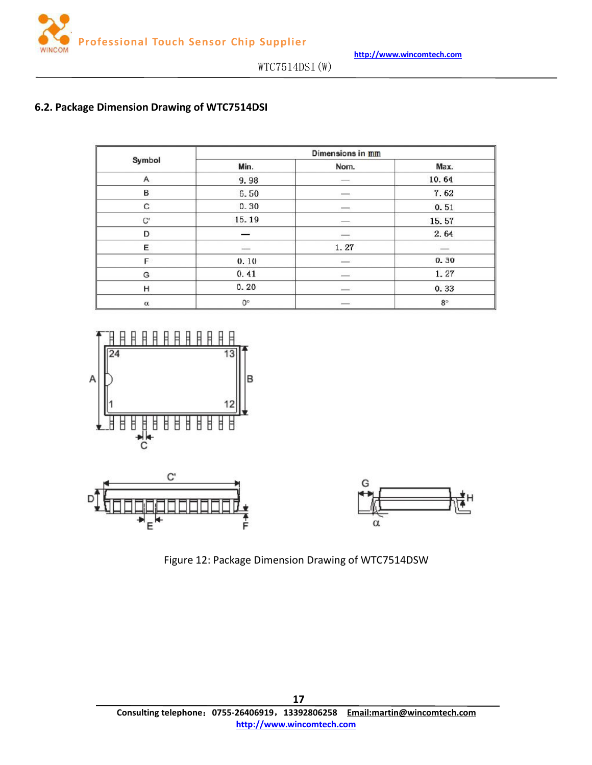### 6.2. Package Dimension Drawing of WTC7514DSI

| Symbol | Dimensions in mm | | |
|---|---|---|---|
| | Min. | Nom. | Max. |
| A | 9.98 | — | 10.64 |
| B | 6.50 | — | 7.62 |
| C | 0.30 | — | 0.51 |
| C' | 15.19 | — | 15.57 |
| D | — | — | 2.64 |
| E | — | 1.27 | — |
| F | 0.10 | — | 0.30 |
| G | 0.41 | — | 1.27 |
| H | 0.20 | — | 0.33 |
| α | 0° | — | 8° |

A
B
C
24
13
1
12
C'
D
E
F
G
H
α

Figure 12: Package Dimension Drawing of WTC7514DSW